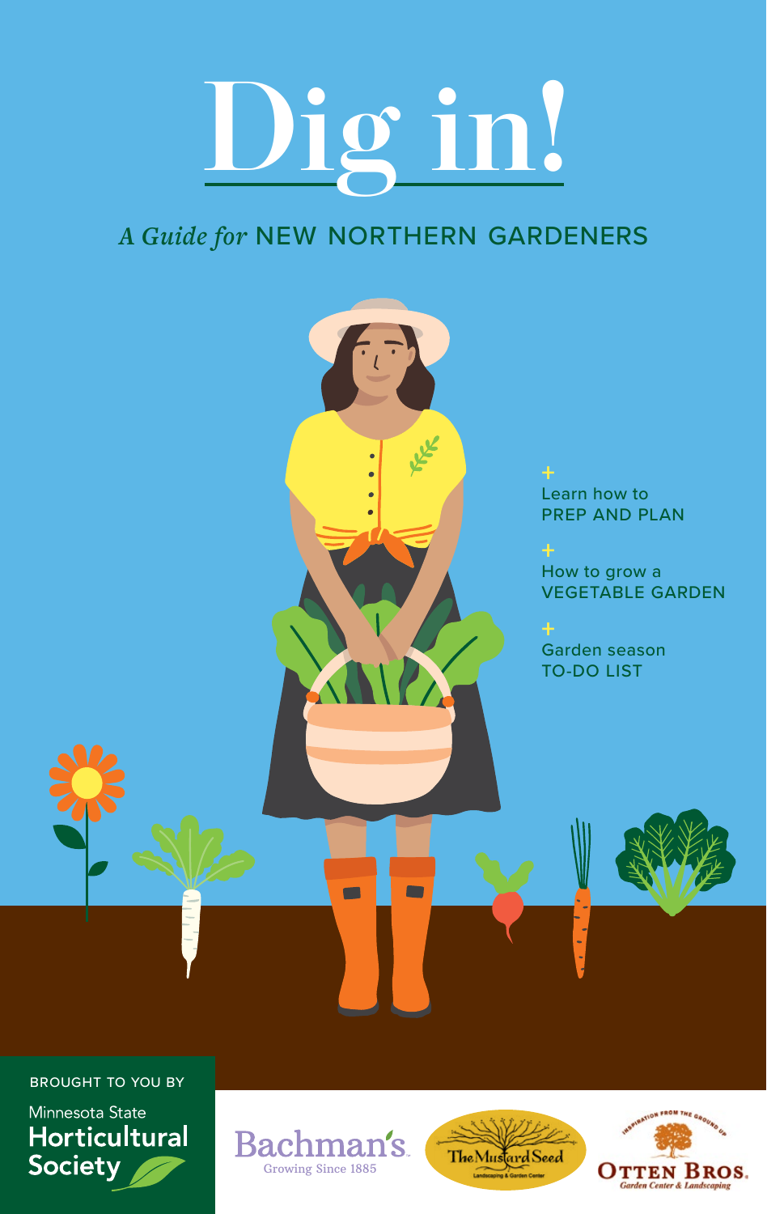# Dig in!

## *A Guide for* NEW NORTHERN GARDENERS

+ Learn how to PREP AND PLAN
+ How to grow a VEGETABLE GARDEN
+ Garden season TO-DO LIST

BROUGHT TO YOU BY

Minnesota State **Horticultural Society**

Bachman's
Growing Since 1885

The Mustard Seed
Landscaping & Garden Center

INSPIRATION FROM THE GROUND UP
OTTEN BROS.
Garden Center & Landscaping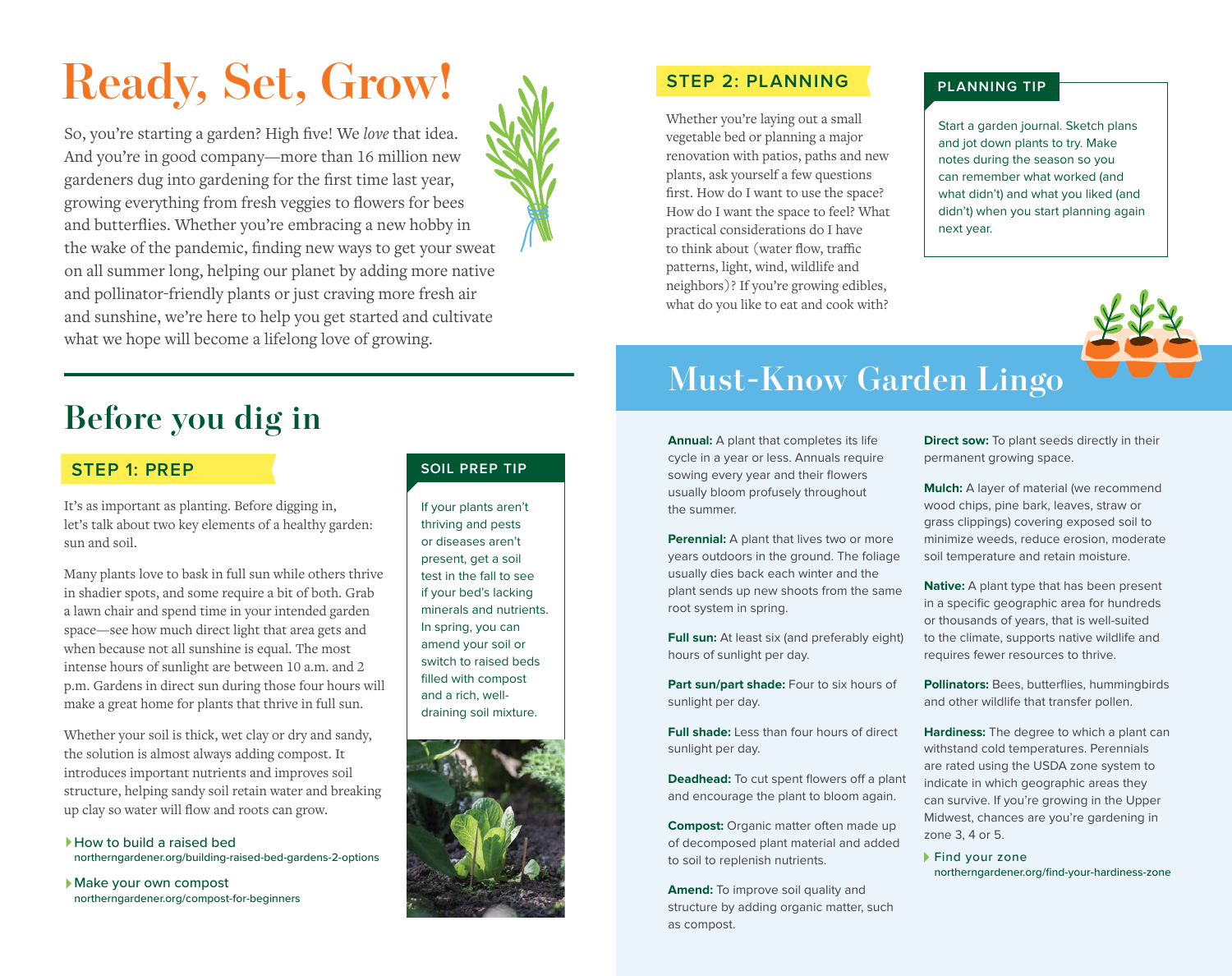# Ready, Set, Grow!

So, you're starting a garden? High five! We *love* that idea. And you're in good company—more than 16 million new gardeners dug into gardening for the first time last year, growing everything from fresh veggies to flowers for bees and butterflies. Whether you're embracing a new hobby in the wake of the pandemic, finding new ways to get your sweat on all summer long, helping our planet by adding more native and pollinator-friendly plants or just craving more fresh air and sunshine, we're here to help you get started and cultivate what we hope will become a lifelong love of growing.

## Before you dig in

### STEP 1: PREP

It's as important as planting. Before digging in, let's talk about two key elements of a healthy garden: sun and soil.

Many plants love to bask in full sun while others thrive in shadier spots, and some require a bit of both. Grab a lawn chair and spend time in your intended garden space—see how much direct light that area gets and when because not all sunshine is equal. The most intense hours of sunlight are between 10 a.m. and 2 p.m. Gardens in direct sun during those four hours will make a great home for plants that thrive in full sun.

Whether your soil is thick, wet clay or dry and sandy, the solution is almost always adding compost. It introduces important nutrients and improves soil structure, helping sandy soil retain water and breaking up clay so water will flow and roots can grow.

- How to build a raised bed
  northerngardener.org/building-raised-bed-gardens-2-options
- Make your own compost
  northerngardener.org/compost-for-beginners

#### SOIL PREP TIP

If your plants aren't thriving and pests or diseases aren't present, get a soil test in the fall to see if your bed's lacking minerals and nutrients. In spring, you can amend your soil or switch to raised beds filled with compost and a rich, well-draining soil mixture.

### STEP 2: PLANNING

Whether you're laying out a small vegetable bed or planning a major renovation with patios, paths and new plants, ask yourself a few questions first. How do I want to use the space? How do I want the space to feel? What practical considerations do I have to think about (water flow, traffic patterns, light, wind, wildlife and neighbors)? If you're growing edibles, what do you like to eat and cook with?

#### PLANNING TIP

Start a garden journal. Sketch plans and jot down plants to try. Make notes during the season so you can remember what worked (and what didn't) and what you liked (and didn't) when you start planning again next year.

## Must-Know Garden Lingo

**Annual:** A plant that completes its life cycle in a year or less. Annuals require sowing every year and their flowers usually bloom profusely throughout the summer.

**Perennial:** A plant that lives two or more years outdoors in the ground. The foliage usually dies back each winter and the plant sends up new shoots from the same root system in spring.

**Full sun:** At least six (and preferably eight) hours of sunlight per day.

**Part sun/part shade:** Four to six hours of sunlight per day.

**Full shade:** Less than four hours of direct sunlight per day.

**Deadhead:** To cut spent flowers off a plant and encourage the plant to bloom again.

**Compost:** Organic matter often made up of decomposed plant material and added to soil to replenish nutrients.

**Amend:** To improve soil quality and structure by adding organic matter, such as compost.

**Direct sow:** To plant seeds directly in their permanent growing space.

**Mulch:** A layer of material (we recommend wood chips, pine bark, leaves, straw or grass clippings) covering exposed soil to minimize weeds, reduce erosion, moderate soil temperature and retain moisture.

**Native:** A plant type that has been present in a specific geographic area for hundreds or thousands of years, that is well-suited to the climate, supports native wildlife and requires fewer resources to thrive.

**Pollinators:** Bees, butterflies, hummingbirds and other wildlife that transfer pollen.

**Hardiness:** The degree to which a plant can withstand cold temperatures. Perennials are rated using the USDA zone system to indicate in which geographic areas they can survive. If you're growing in the Upper Midwest, chances are you're gardening in zone 3, 4 or 5.

- Find your zone
  northerngardener.org/find-your-hardiness-zone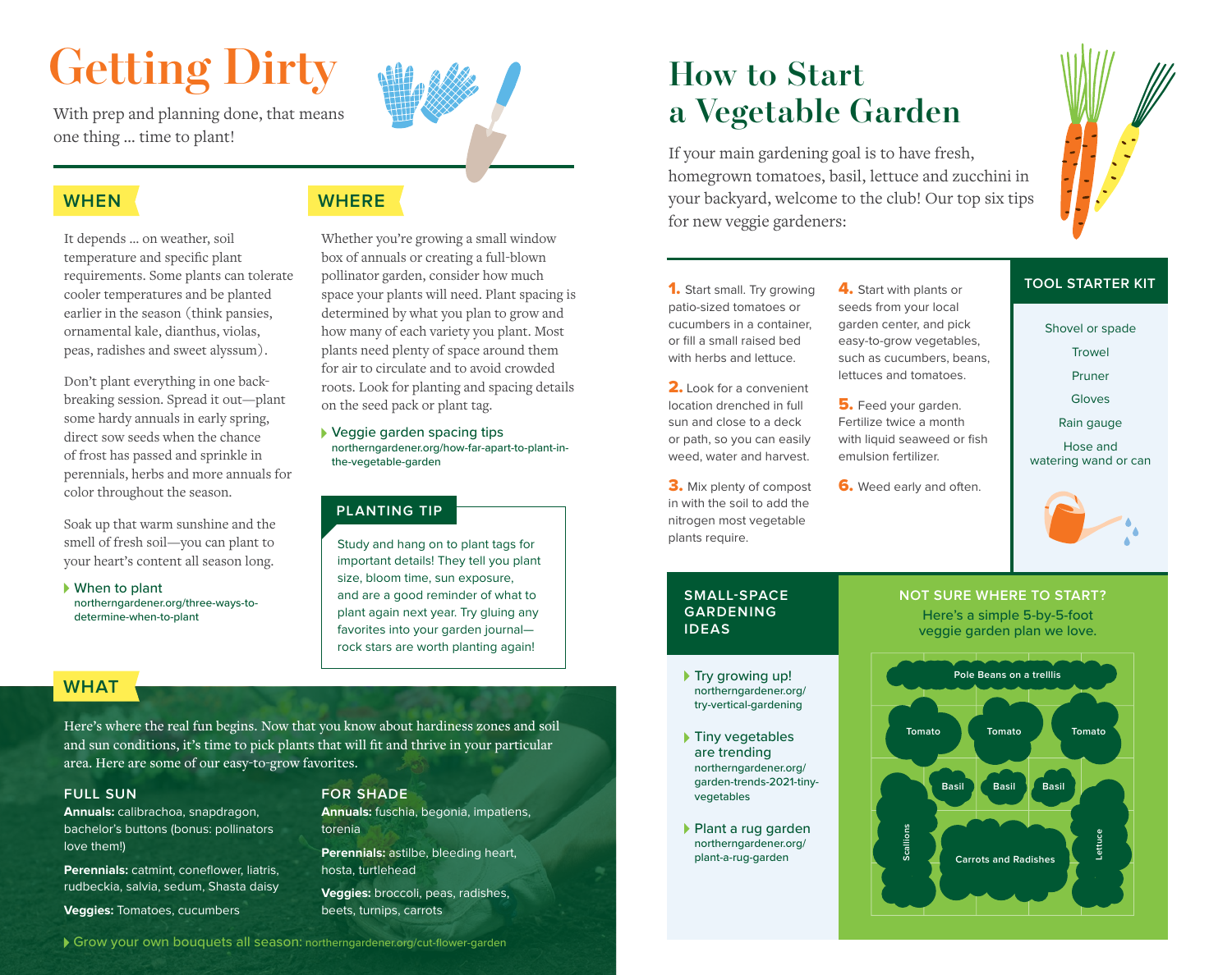# Getting Dirty

With prep and planning done, that means one thing ... time to plant!

## WHEN

It depends ... on weather, soil temperature and specific plant requirements. Some plants can tolerate cooler temperatures and be planted earlier in the season (think pansies, ornamental kale, dianthus, violas, peas, radishes and sweet alyssum).

Don't plant everything in one back-breaking session. Spread it out—plant some hardy annuals in early spring, direct sow seeds when the chance of frost has passed and sprinkle in perennials, herbs and more annuals for color throughout the season.

Soak up that warm sunshine and the smell of fresh soil—you can plant to your heart's content all season long.

▸ When to plant
northerngardener.org/three-ways-to-determine-when-to-plant

## WHERE

Whether you're growing a small window box of annuals or creating a full-blown pollinator garden, consider how much space your plants will need. Plant spacing is determined by what you plan to grow and how many of each variety you plant. Most plants need plenty of space around them for air to circulate and to avoid crowded roots. Look for planting and spacing details on the seed pack or plant tag.

▸ Veggie garden spacing tips
northerngardener.org/how-far-apart-to-plant-in-the-vegetable-garden

### PLANTING TIP

Study and hang on to plant tags for important details! They tell you plant size, bloom time, sun exposure, and are a good reminder of what to plant again next year. Try gluing any favorites into your garden journal—rock stars are worth planting again!

## WHAT

Here's where the real fun begins. Now that you know about hardiness zones and soil and sun conditions, it's time to pick plants that will fit and thrive in your particular area. Here are some of our easy-to-grow favorites.

### FULL SUN

**Annuals:** calibrachoa, snapdragon, bachelor's buttons (bonus: pollinators love them!)

**Perennials:** catmint, coneflower, liatris, rudbeckia, salvia, sedum, Shasta daisy

**Veggies:** Tomatoes, cucumbers

### FOR SHADE

**Annuals:** fuschia, begonia, impatiens, torenia

**Perennials:** astilbe, bleeding heart, hosta, turtlehead

**Veggies:** broccoli, peas, radishes, beets, turnips, carrots

▸ Grow your own bouquets all season: northerngardener.org/cut-flower-garden

# How to Start a Vegetable Garden

If your main gardening goal is to have fresh, homegrown tomatoes, basil, lettuce and zucchini in your backyard, welcome to the club! Our top six tips for new veggie gardeners:

1. Start small. Try growing patio-sized tomatoes or cucumbers in a container, or fill a small raised bed with herbs and lettuce.
2. Look for a convenient location drenched in full sun and close to a deck or path, so you can easily weed, water and harvest.
3. Mix plenty of compost in with the soil to add the nitrogen most vegetable plants require.
4. Start with plants or seeds from your local garden center, and pick easy-to-grow vegetables, such as cucumbers, beans, lettuces and tomatoes.
5. Feed your garden. Fertilize twice a month with liquid seaweed or fish emulsion fertilizer.
6. Weed early and often.

### TOOL STARTER KIT

- Shovel or spade
- Trowel
- Pruner
- Gloves
- Rain gauge
- Hose and watering wand or can

### SMALL-SPACE GARDENING IDEAS

▸ Try growing up!
northerngardener.org/try-vertical-gardening

▸ Tiny vegetables are trending
northerngardener.org/garden-trends-2021-tiny-vegetables

▸ Plant a rug garden
northerngardener.org/plant-a-rug-garden

### NOT SURE WHERE TO START?

Here's a simple 5-by-5-foot veggie garden plan we love.

Pole Beans on a trellis
Tomato · Tomato · Tomato
Basil · Basil · Basil
Scallions · Carrots and Radishes · Lettuce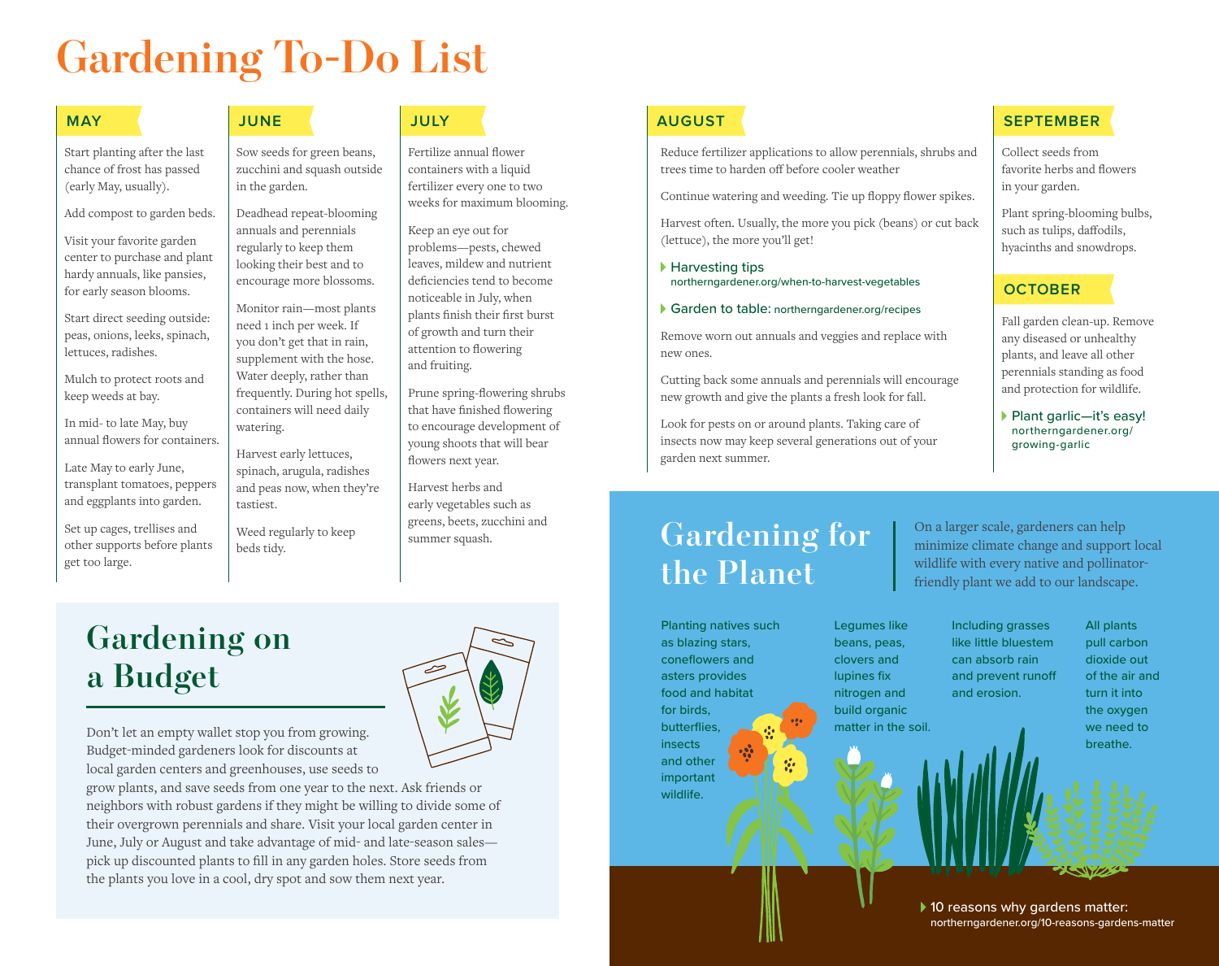# Gardening To-Do List

## MAY

Start planting after the last chance of frost has passed (early May, usually).

Add compost to garden beds.

Visit your favorite garden center to purchase and plant hardy annuals, like pansies, for early season blooms.

Start direct seeding outside: peas, onions, leeks, spinach, lettuces, radishes.

Mulch to protect roots and keep weeds at bay.

In mid- to late May, buy annual flowers for containers.

Late May to early June, transplant tomatoes, peppers and eggplants into garden.

Set up cages, trellises and other supports before plants get too large.

## JUNE

Sow seeds for green beans, zucchini and squash outside in the garden.

Deadhead repeat-blooming annuals and perennials regularly to keep them looking their best and to encourage more blossoms.

Monitor rain—most plants need 1 inch per week. If you don't get that in rain, supplement with the hose. Water deeply, rather than frequently. During hot spells, containers will need daily watering.

Harvest early lettuces, spinach, arugula, radishes and peas now, when they're tastiest.

Weed regularly to keep beds tidy.

## JULY

Fertilize annual flower containers with a liquid fertilizer every one to two weeks for maximum blooming.

Keep an eye out for problems—pests, chewed leaves, mildew and nutrient deficiencies tend to become noticeable in July, when plants finish their first burst of growth and turn their attention to flowering and fruiting.

Prune spring-flowering shrubs that have finished flowering to encourage development of young shoots that will bear flowers next year.

Harvest herbs and early vegetables such as greens, beets, zucchini and summer squash.

## AUGUST

Reduce fertilizer applications to allow perennials, shrubs and trees time to harden off before cooler weather

Continue watering and weeding. Tie up floppy flower spikes.

Harvest often. Usually, the more you pick (beans) or cut back (lettuce), the more you'll get!

- Harvesting tips
  northerngardener.org/when-to-harvest-vegetables
- Garden to table: northerngardener.org/recipes

Remove worn out annuals and veggies and replace with new ones.

Cutting back some annuals and perennials will encourage new growth and give the plants a fresh look for fall.

Look for pests on or around plants. Taking care of insects now may keep several generations out of your garden next summer.

## SEPTEMBER

Collect seeds from favorite herbs and flowers in your garden.

Plant spring-blooming bulbs, such as tulips, daffodils, hyacinths and snowdrops.

## OCTOBER

Fall garden clean-up. Remove any diseased or unhealthy plants, and leave all other perennials standing as food and protection for wildlife.

- Plant garlic—it's easy!
  northerngardener.org/growing-garlic

# Gardening on a Budget

Don't let an empty wallet stop you from growing. Budget-minded gardeners look for discounts at local garden centers and greenhouses, use seeds to grow plants, and save seeds from one year to the next. Ask friends or neighbors with robust gardens if they might be willing to divide some of their overgrown perennials and share. Visit your local garden center in June, July or August and take advantage of mid- and late-season sales—pick up discounted plants to fill in any garden holes. Store seeds from the plants you love in a cool, dry spot and sow them next year.

# Gardening for the Planet

On a larger scale, gardeners can help minimize climate change and support local wildlife with every native and pollinator-friendly plant we add to our landscape.

Planting natives such as blazing stars, coneflowers and asters provides food and habitat for birds, butterflies, insects and other important wildlife.

Legumes like beans, peas, clovers and lupines fix nitrogen and build organic matter in the soil.

Including grasses like little bluestem can absorb rain and prevent runoff and erosion.

All plants pull carbon dioxide out of the air and turn it into the oxygen we need to breathe.

- 10 reasons why gardens matter:
  northerngardener.org/10-reasons-gardens-matter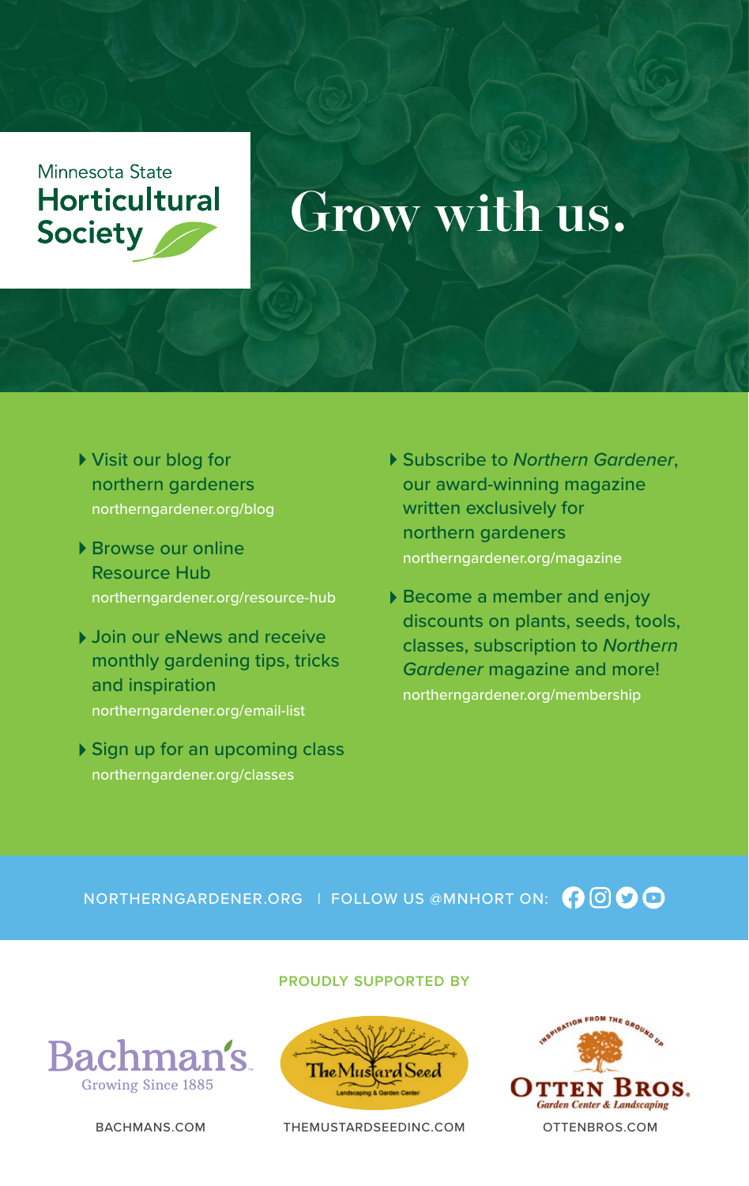Minnesota State
Horticultural Society

# Grow with us.

- Visit our blog for northern gardeners
  northerngardener.org/blog
- Browse our online Resource Hub
  northerngardener.org/resource-hub
- Join our eNews and receive monthly gardening tips, tricks and inspiration
  northerngardener.org/email-list
- Sign up for an upcoming class
  northerngardener.org/classes
- Subscribe to *Northern Gardener*, our award-winning magazine written exclusively for northern gardeners
  northerngardener.org/magazine
- Become a member and enjoy discounts on plants, seeds, tools, classes, subscription to *Northern Gardener* magazine and more!
  northerngardener.org/membership

NORTHERNGARDENER.ORG | FOLLOW US @MNHORT ON:

PROUDLY SUPPORTED BY

Bachman's
Growing Since 1885
BACHMANS.COM

The Mustard Seed
Landscaping & Garden Center
THEMUSTARDSEEDINC.COM

Inspiration From The Ground Up
Otten Bros.
Garden Center & Landscaping
OTTENBROS.COM